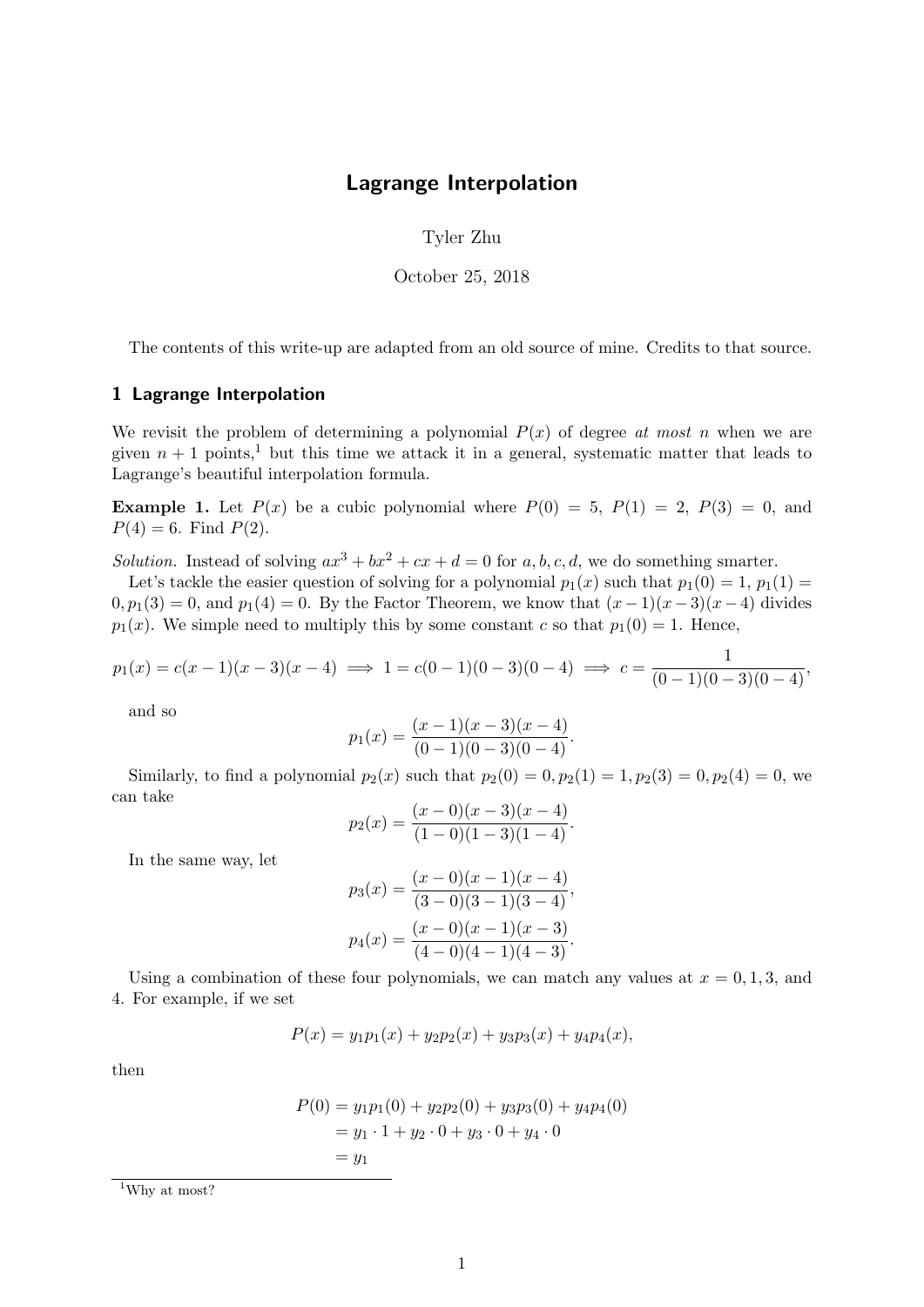# Lagrange Interpolation

Tyler Zhu

October 25, 2018

The contents of this write-up are adapted from an old source of mine. Credits to that source.

## 1 Lagrange Interpolation

We revisit the problem of determining a polynomial $P(x)$ of degree *at most* $n$ when we are given $n+1$ points,[1] but this time we attack it in a general, systematic matter that leads to Lagrange's beautiful interpolation formula.

**Example 1.** Let $P(x)$ be a cubic polynomial where $P(0) = 5$, $P(1) = 2$, $P(3) = 0$, and $P(4) = 6$. Find $P(2)$.

*Solution.* Instead of solving $ax^3 + bx^2 + cx + d = 0$ for $a, b, c, d$, we do something smarter.

Let's tackle the easier question of solving for a polynomial $p_1(x)$ such that $p_1(0) = 1$, $p_1(1) = 0, p_1(3) = 0$, and $p_1(4) = 0$. By the Factor Theorem, we know that $(x-1)(x-3)(x-4)$ divides $p_1(x)$. We simple need to multiply this by some constant $c$ so that $p_1(0) = 1$. Hence,

$$p_1(x) = c(x-1)(x-3)(x-4) \implies 1 = c(0-1)(0-3)(0-4) \implies c = \frac{1}{(0-1)(0-3)(0-4)},$$

and so

$$p_1(x) = \frac{(x-1)(x-3)(x-4)}{(0-1)(0-3)(0-4)}.$$

Similarly, to find a polynomial $p_2(x)$ such that $p_2(0) = 0, p_2(1) = 1, p_2(3) = 0, p_2(4) = 0$, we can take

$$p_2(x) = \frac{(x-0)(x-3)(x-4)}{(1-0)(1-3)(1-4)}.$$

In the same way, let

$$p_3(x) = \frac{(x-0)(x-1)(x-4)}{(3-0)(3-1)(3-4)},$$

$$p_4(x) = \frac{(x-0)(x-1)(x-3)}{(4-0)(4-1)(4-3)}.$$

Using a combination of these four polynomials, we can match any values at $x = 0, 1, 3$, and 4. For example, if we set

$$P(x) = y_1 p_1(x) + y_2 p_2(x) + y_3 p_3(x) + y_4 p_4(x),$$

then

$$\begin{aligned}
P(0) &= y_1 p_1(0) + y_2 p_2(0) + y_3 p_3(0) + y_4 p_4(0) \\
&= y_1 \cdot 1 + y_2 \cdot 0 + y_3 \cdot 0 + y_4 \cdot 0 \\
&= y_1
\end{aligned}$$

[1] Why at most?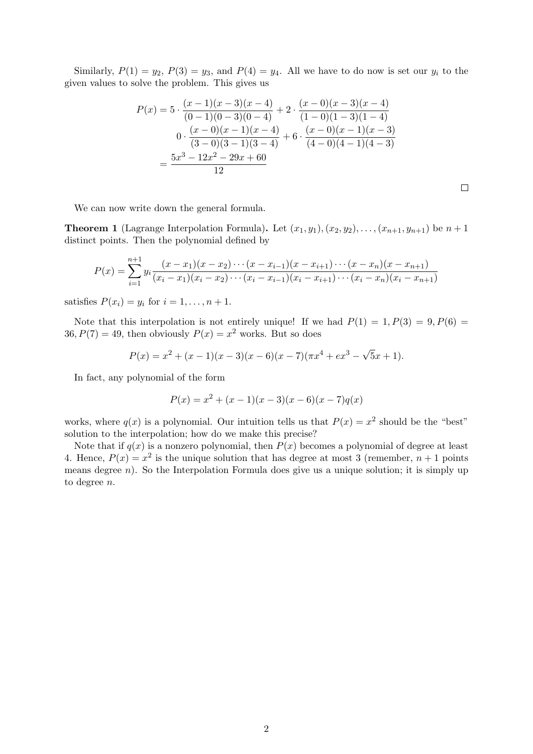Similarly, $P(1) = y_2$, $P(3) = y_3$, and $P(4) = y_4$. All we have to do now is set our $y_i$ to the given values to solve the problem. This gives us

$$
\begin{aligned}
P(x) &= 5 \cdot \frac{(x-1)(x-3)(x-4)}{(0-1)(0-3)(0-4)} + 2 \cdot \frac{(x-0)(x-3)(x-4)}{(1-0)(1-3)(1-4)} \\
&\quad 0 \cdot \frac{(x-0)(x-1)(x-4)}{(3-0)(3-1)(3-4)} + 6 \cdot \frac{(x-0)(x-1)(x-3)}{(4-0)(4-1)(4-3)} \\
&= \frac{5x^3 - 12x^2 - 29x + 60}{12}
\end{aligned}
$$

□

We can now write down the general formula.

**Theorem 1** (Lagrange Interpolation Formula)**.** Let $(x_1, y_1), (x_2, y_2), \ldots, (x_{n+1}, y_{n+1})$ be $n+1$ distinct points. Then the polynomial defined by

$$
P(x) = \sum_{i=1}^{n+1} y_i \frac{(x-x_1)(x-x_2)\cdots(x-x_{i-1})(x-x_{i+1})\cdots(x-x_n)(x-x_{n+1})}{(x_i-x_1)(x_i-x_2)\cdots(x_i-x_{i-1})(x_i-x_{i+1})\cdots(x_i-x_n)(x_i-x_{n+1})}
$$

satisfies $P(x_i) = y_i$ for $i = 1, \ldots, n+1$.

Note that this interpolation is not entirely unique! If we had $P(1) = 1, P(3) = 9, P(6) = 36, P(7) = 49$, then obviously $P(x) = x^2$ works. But so does

$$
P(x) = x^2 + (x-1)(x-3)(x-6)(x-7)(\pi x^4 + ex^3 - \sqrt{5}x + 1).
$$

In fact, any polynomial of the form

$$
P(x) = x^2 + (x-1)(x-3)(x-6)(x-7)q(x)
$$

works, where $q(x)$ is a polynomial. Our intuition tells us that $P(x) = x^2$ should be the "best" solution to the interpolation; how do we make this precise?

Note that if $q(x)$ is a nonzero polynomial, then $P(x)$ becomes a polynomial of degree at least 4. Hence, $P(x) = x^2$ is the unique solution that has degree at most 3 (remember, $n+1$ points means degree $n$). So the Interpolation Formula does give us a unique solution; it is simply up to degree $n$.